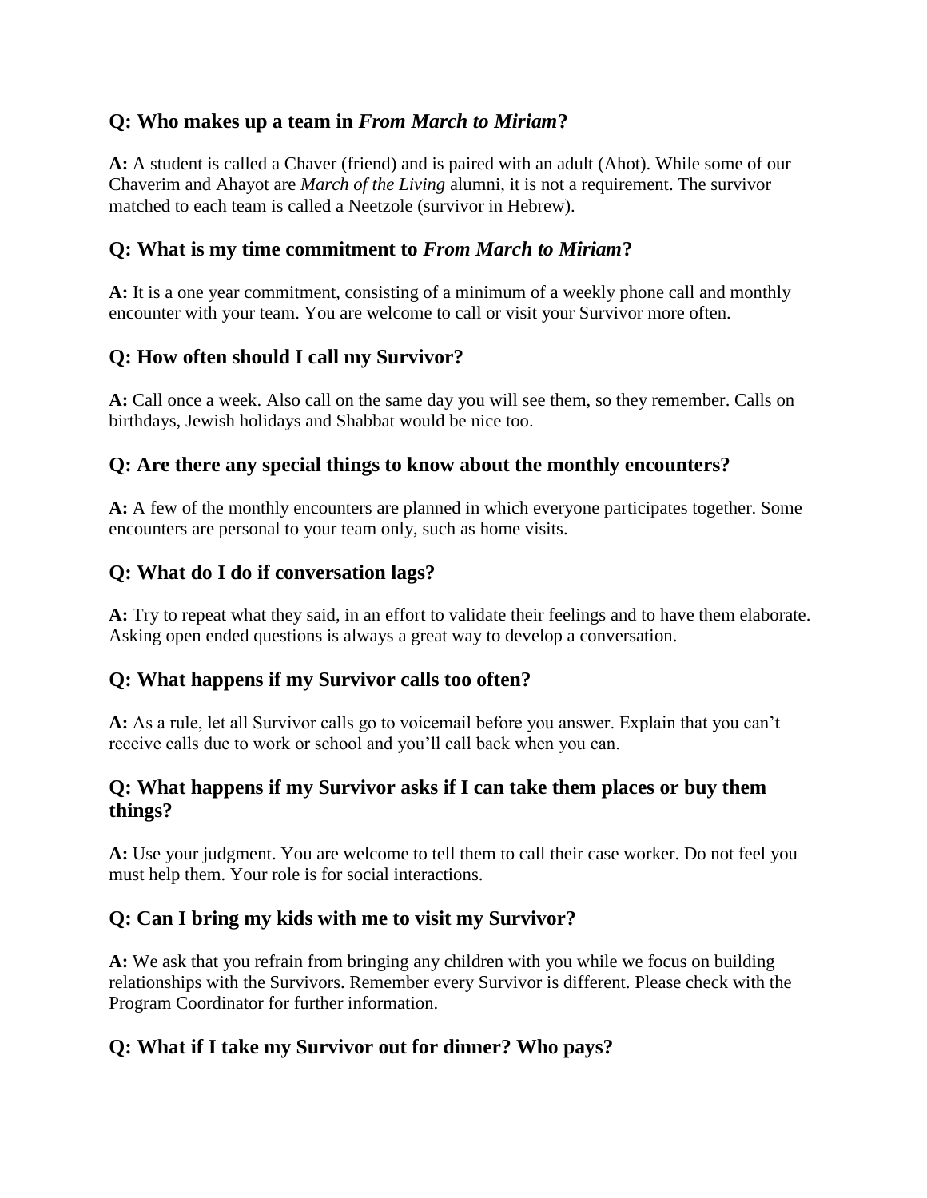## Q: Who makes up a team in *From March to Miriam*?

**A:** A student is called a Chaver (friend) and is paired with an adult (Ahot). While some of our Chaverim and Ahayot are *March of the Living* alumni, it is not a requirement. The survivor matched to each team is called a Neetzole (survivor in Hebrew).

## Q: What is my time commitment to *From March to Miriam*?

**A:** It is a one year commitment, consisting of a minimum of a weekly phone call and monthly encounter with your team. You are welcome to call or visit your Survivor more often.

## Q: How often should I call my Survivor?

**A:** Call once a week. Also call on the same day you will see them, so they remember. Calls on birthdays, Jewish holidays and Shabbat would be nice too.

## Q: Are there any special things to know about the monthly encounters?

**A:** A few of the monthly encounters are planned in which everyone participates together. Some encounters are personal to your team only, such as home visits.

## Q: What do I do if conversation lags?

**A:** Try to repeat what they said, in an effort to validate their feelings and to have them elaborate. Asking open ended questions is always a great way to develop a conversation.

## Q: What happens if my Survivor calls too often?

**A:** As a rule, let all Survivor calls go to voicemail before you answer. Explain that you can't receive calls due to work or school and you'll call back when you can.

## Q: What happens if my Survivor asks if I can take them places or buy them things?

**A:** Use your judgment. You are welcome to tell them to call their case worker. Do not feel you must help them. Your role is for social interactions.

## Q: Can I bring my kids with me to visit my Survivor?

**A:** We ask that you refrain from bringing any children with you while we focus on building relationships with the Survivors. Remember every Survivor is different. Please check with the Program Coordinator for further information.

## Q: What if I take my Survivor out for dinner? Who pays?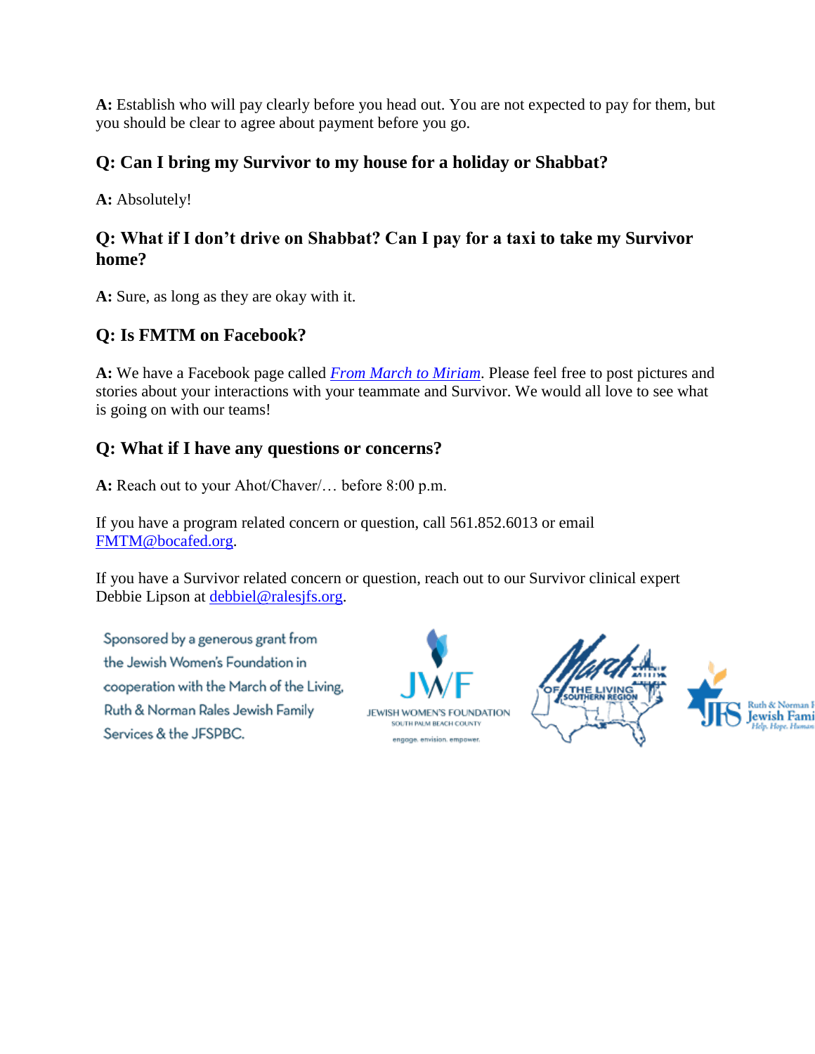**A:** Establish who will pay clearly before you head out. You are not expected to pay for them, but you should be clear to agree about payment before you go.

### Q: Can I bring my Survivor to my house for a holiday or Shabbat?

**A:** Absolutely!

### Q: What if I don't drive on Shabbat? Can I pay for a taxi to take my Survivor home?

**A:** Sure, as long as they are okay with it.

### Q: Is FMTM on Facebook?

**A:** We have a Facebook page called *From March to Miriam*. Please feel free to post pictures and stories about your interactions with your teammate and Survivor. We would all love to see what is going on with our teams!

### Q: What if I have any questions or concerns?

**A:** Reach out to your Ahot/Chaver/… before 8:00 p.m.

If you have a program related concern or question, call 561.852.6013 or email FMTM@bocafed.org.

If you have a Survivor related concern or question, reach out to our Survivor clinical expert Debbie Lipson at debbiel@ralesjfs.org.

Sponsored by a generous grant from the Jewish Women's Foundation in cooperation with the March of the Living, Ruth & Norman Rales Jewish Family Services & the JFSPBC.

JWF
JEWISH WOMEN'S FOUNDATION
SOUTH PALM BEACH COUNTY
engage. envision. empower.

March of the Living
Southern Region

JFS
Ruth & Norman Rales Jewish Family Services
Help. Hope. Humanity.